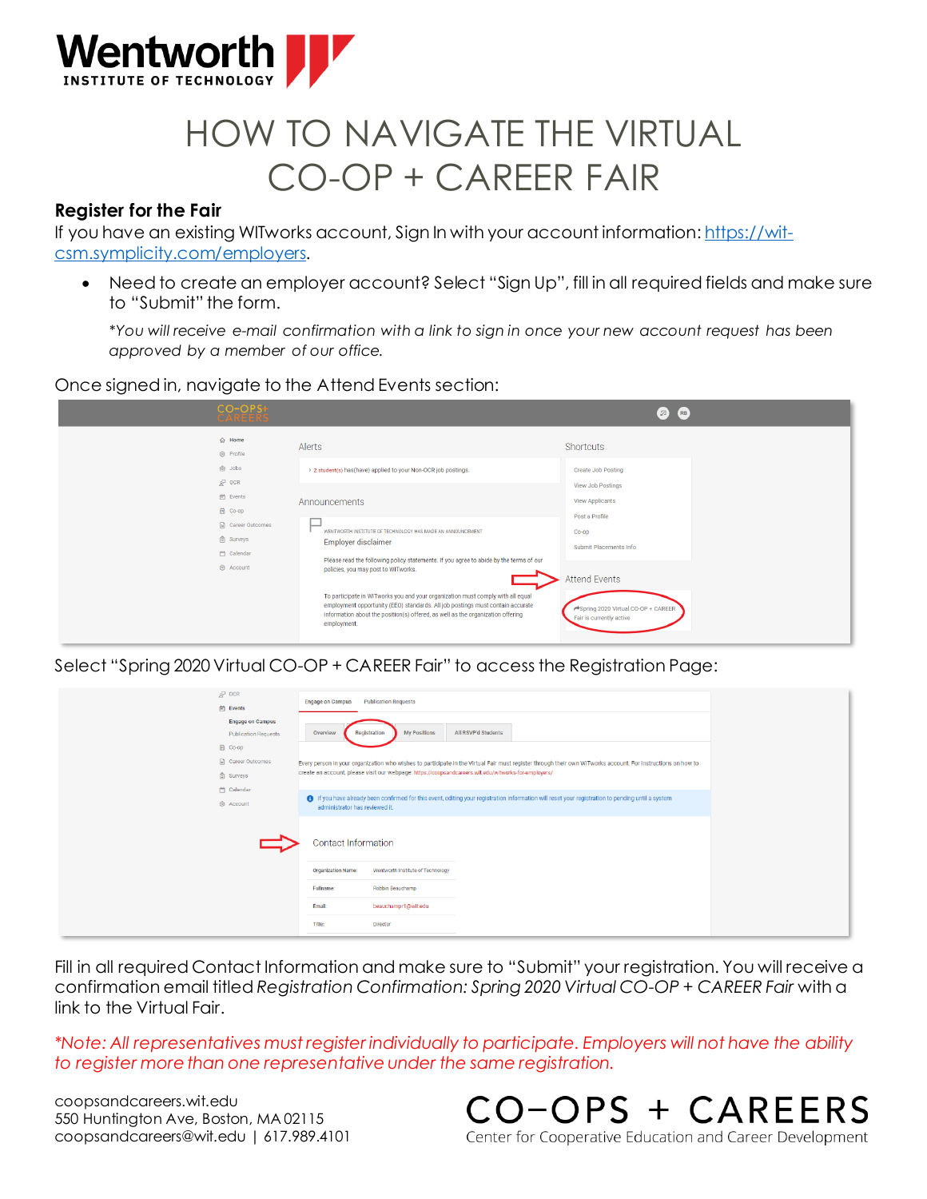# HOW TO NAVIGATE THE VIRTUAL CO-OP + CAREER FAIR

**Register for the Fair**

If you have an existing WITworks account, Sign In with your account information: [https://wit-csm.symplicity.com/employers](https://wit-csm.symplicity.com/employers).

- Need to create an employer account? Select "Sign Up", fill in all required fields and make sure to "Submit" the form.

  *\*You will receive e-mail confirmation with a link to sign in once your new account request has been approved by a member of our office.*

Once signed in, navigate to the Attend Events section:

Select "Spring 2020 Virtual CO-OP + CAREER Fair" to access the Registration Page:

Fill in all required Contact Information and make sure to "Submit" your registration. You will receive a confirmation email titled *Registration Confirmation: Spring 2020 Virtual CO-OP + CAREER Fair* with a link to the Virtual Fair.

*\*Note: All representatives must register individually to participate. Employers will not have the ability to register more than one representative under the same registration.*

coopsandcareers.wit.edu
550 Huntington Ave, Boston, MA 02115
coopsandcareers@wit.edu | 617.989.4101

CO–OPS + CAREERS
Center for Cooperative Education and Career Development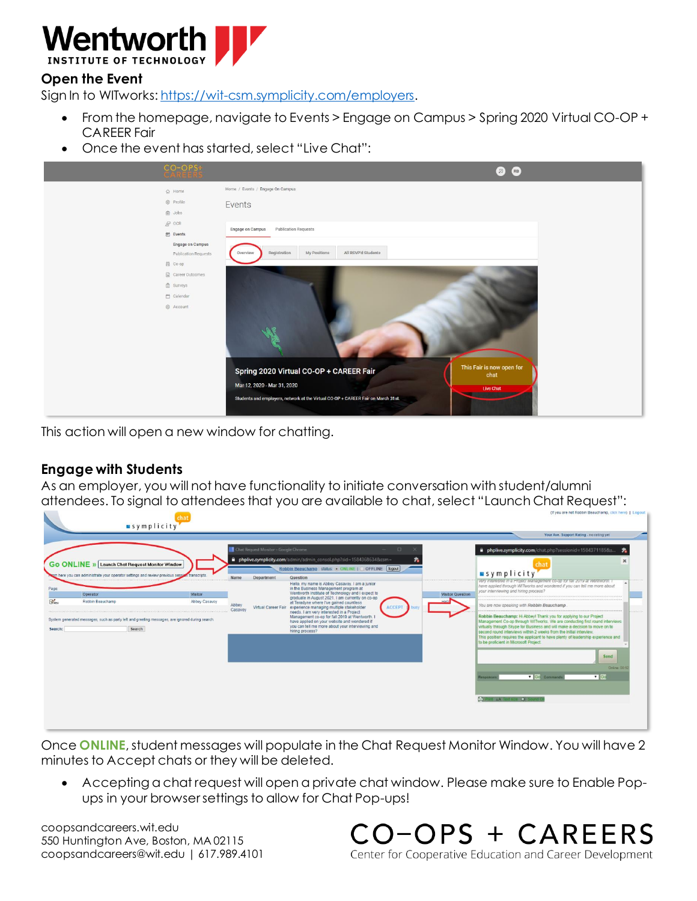## Open the Event

Sign In to WITworks: https://wit-csm.symplicity.com/employers.

- From the homepage, navigate to Events > Engage on Campus > Spring 2020 Virtual CO-OP + CAREER Fair
- Once the event has started, select "Live Chat":

This action will open a new window for chatting.

## Engage with Students

As an employer, you will not have functionality to initiate conversation with student/alumni attendees. To signal to attendees that you are available to chat, select "Launch Chat Request":

Once **ONLINE**, student messages will populate in the Chat Request Monitor Window. You will have 2 minutes to Accept chats or they will be deleted.

- Accepting a chat request will open a private chat window. Please make sure to Enable Pop-ups in your browser settings to allow for Chat Pop-ups!

coopsandcareers.wit.edu
550 Huntington Ave, Boston, MA 02115
coopsandcareers@wit.edu | 617.989.4101

CO–OPS + CAREERS
Center for Cooperative Education and Career Development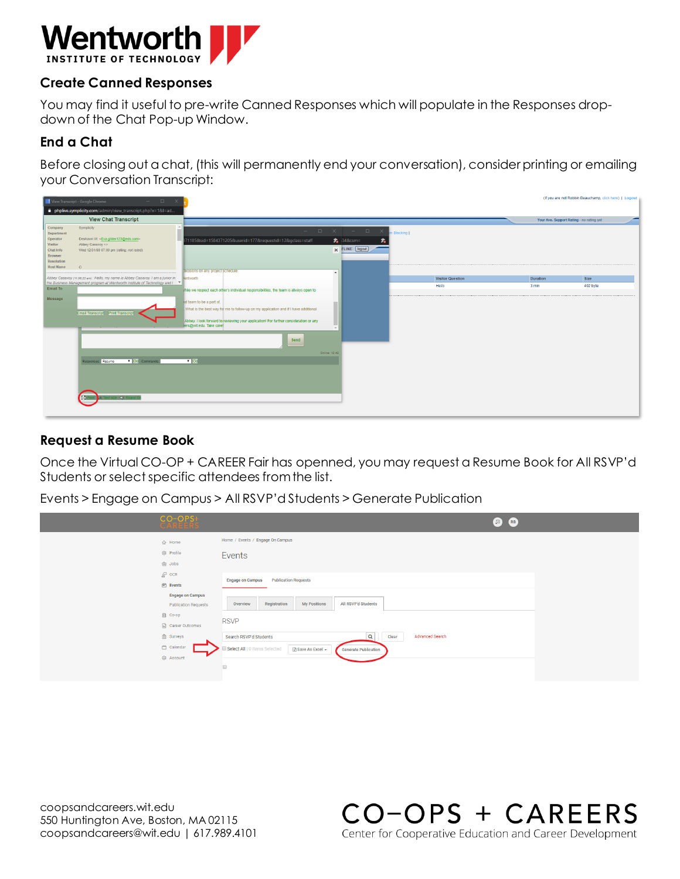## Create Canned Responses

You may find it useful to pre-write Canned Responses which will populate in the Responses drop-down of the Chat Pop-up Window.

## End a Chat

Before closing out a chat, (this will permanently end your conversation), consider printing or emailing your Conversation Transcript:

## Request a Resume Book

Once the Virtual CO-OP + CAREER Fair has openned, you may request a Resume Book for All RSVP'd Students or select specific attendees from the list.

Events > Engage on Campus > All RSVP'd Students > Generate Publication

coopsandcareers.wit.edu
550 Huntington Ave, Boston, MA 02115
coopsandcareers@wit.edu | 617.989.4101

CO–OPS + CAREERS
Center for Cooperative Education and Career Development